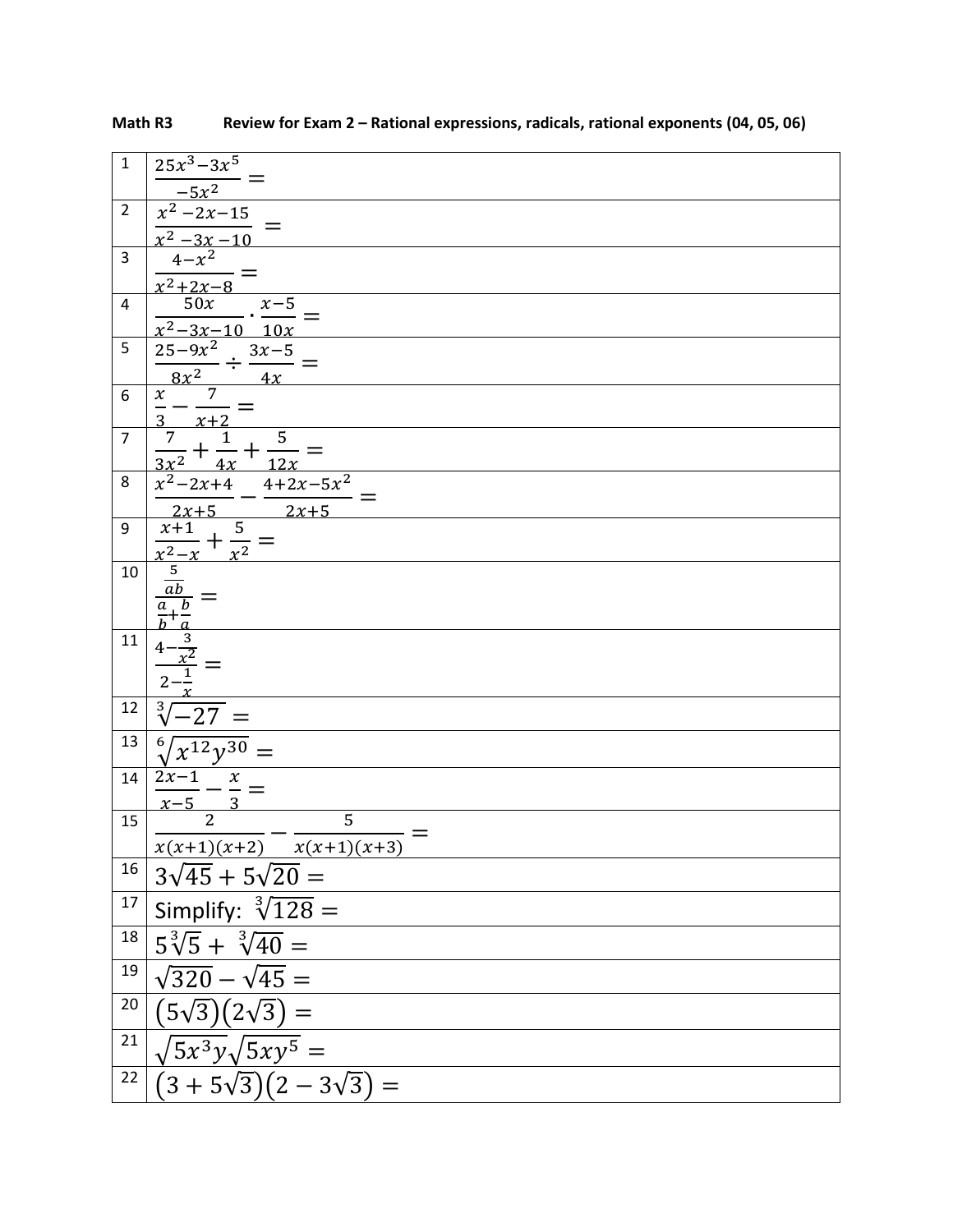**Math R3 Review for Exam 2 – Rational expressions, radicals, rational exponents (04, 05, 06)**

| | |
|---|---|
| 1 | $\frac{25x^3-3x^5}{-5x^2} =$ |
| 2 | $\frac{x^2-2x-15}{x^2-3x-10} =$ |
| 3 | $\frac{4-x^2}{x^2+2x-8} =$ |
| 4 | $\frac{50x}{x^2-3x-10} \cdot \frac{x-5}{10x} =$ |
| 5 | $\frac{25-9x^2}{8x^2} \div \frac{3x-5}{4x} =$ |
| 6 | $\frac{x}{3} - \frac{7}{x+2} =$ |
| 7 | $\frac{7}{3x^2} + \frac{1}{4x} + \frac{5}{12x} =$ |
| 8 | $\frac{x^2-2x+4}{2x+5} - \frac{4+2x-5x^2}{2x+5} =$ |
| 9 | $\frac{x+1}{x^2-x} + \frac{5}{x^2} =$ |
| 10 | $\frac{\frac{5}{ab}}{\frac{a}{b}+\frac{b}{a}} =$ |
| 11 | $\frac{4-\frac{3}{x^2}}{2-\frac{1}{x}} =$ |
| 12 | $\sqrt[3]{-27} =$ |
| 13 | $\sqrt[6]{x^{12}y^{30}} =$ |
| 14 | $\frac{2x-1}{x-5} - \frac{x}{3} =$ |
| 15 | $\frac{2}{x(x+1)(x+2)} - \frac{5}{x(x+1)(x+3)} =$ |
| 16 | $3\sqrt{45} + 5\sqrt{20} =$ |
| 17 | Simplify: $\sqrt[3]{128} =$ |
| 18 | $5\sqrt[3]{5} + \sqrt[3]{40} =$ |
| 19 | $\sqrt{320} - \sqrt{45} =$ |
| 20 | $(5\sqrt{3})(2\sqrt{3}) =$ |
| 21 | $\sqrt{5x^3y}\sqrt{5xy^5} =$ |
| 22 | $(3+5\sqrt{3})(2-3\sqrt{3}) =$ |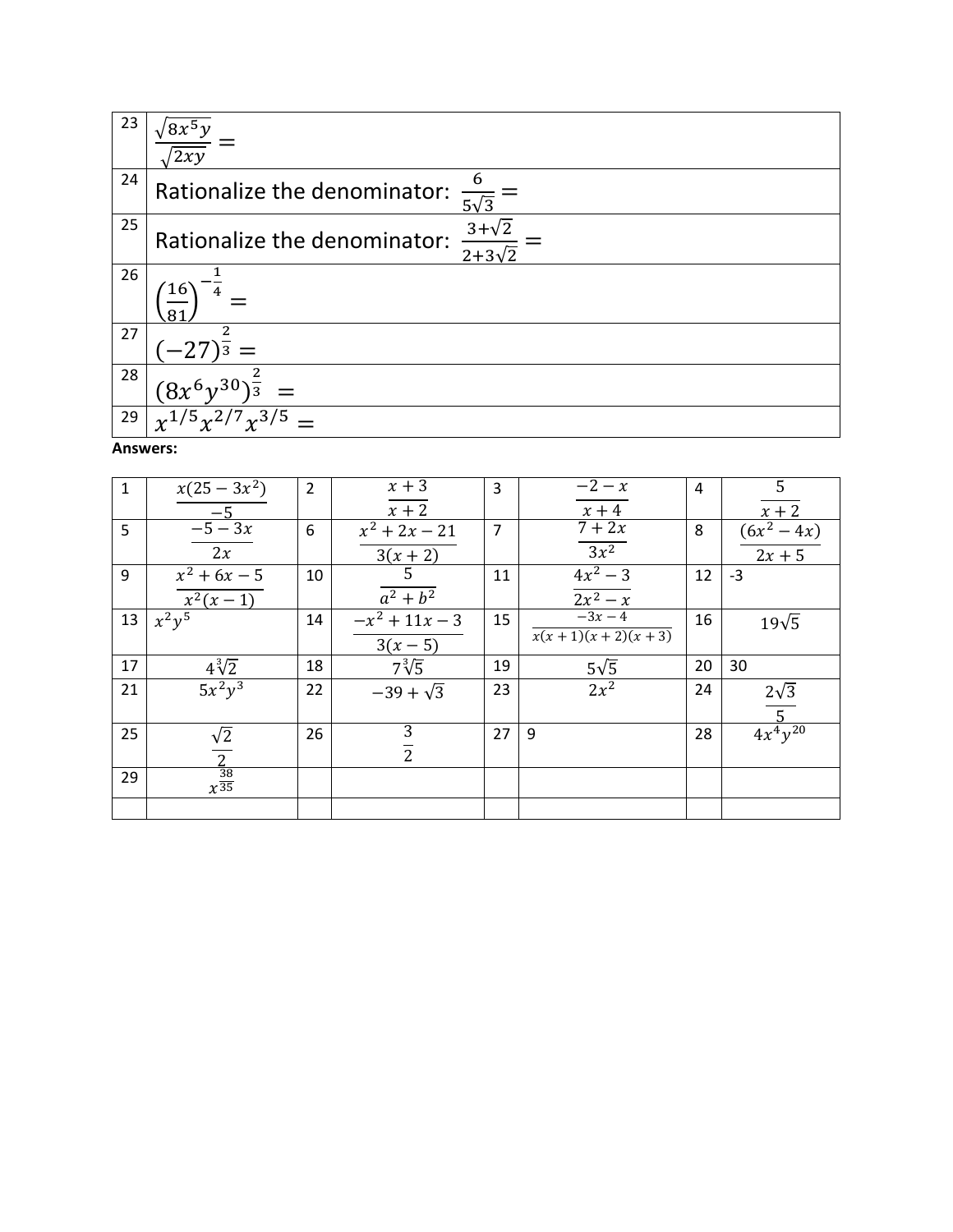| | |
|---|---|
| 23 | $\dfrac{\sqrt{8x^5y}}{\sqrt{2xy}} =$ |
| 24 | Rationalize the denominator: $\dfrac{6}{5\sqrt{3}} =$ |
| 25 | Rationalize the denominator: $\dfrac{3+\sqrt{2}}{2+3\sqrt{2}} =$ |
| 26 | $\left(\dfrac{16}{81}\right)^{-\frac{1}{4}} =$ |
| 27 | $(-27)^{\frac{2}{3}} =$ |
| 28 | $(8x^6y^{30})^{\frac{2}{3}} =$ |
| 29 | $x^{1/5}x^{2/7}x^{3/5} =$ |

**Answers:**

| | | | | | | | |
|---|---|---|---|---|---|---|---|
| 1 | $\dfrac{x(25-3x^2)}{-5}$ | 2 | $\dfrac{x+3}{x+2}$ | 3 | $\dfrac{-2-x}{x+4}$ | 4 | $\dfrac{5}{x+2}$ |
| 5 | $\dfrac{-5-3x}{2x}$ | 6 | $\dfrac{x^2+2x-21}{3(x+2)}$ | 7 | $\dfrac{7+2x}{3x^2}$ | 8 | $\dfrac{(6x^2-4x)}{2x+5}$ |
| 9 | $\dfrac{x^2+6x-5}{x^2(x-1)}$ | 10 | $\dfrac{5}{a^2+b^2}$ | 11 | $\dfrac{4x^2-3}{2x^2-x}$ | 12 | -3 |
| 13 | $x^2y^5$ | 14 | $\dfrac{-x^2+11x-3}{3(x-5)}$ | 15 | $\dfrac{-3x-4}{x(x+1)(x+2)(x+3)}$ | 16 | $19\sqrt{5}$ |
| 17 | $4\sqrt[3]{2}$ | 18 | $7\sqrt[3]{5}$ | 19 | $5\sqrt{5}$ | 20 | 30 |
| 21 | $5x^2y^3$ | 22 | $-39+\sqrt{3}$ | 23 | $2x^2$ | 24 | $\dfrac{2\sqrt{3}}{5}$ |
| 25 | $\dfrac{\sqrt{2}}{2}$ | 26 | $\dfrac{3}{2}$ | 27 | 9 | 28 | $4x^4y^{20}$ |
| 29 | $x^{\frac{38}{35}}$ | | | | | | |
| | | | | | | | |